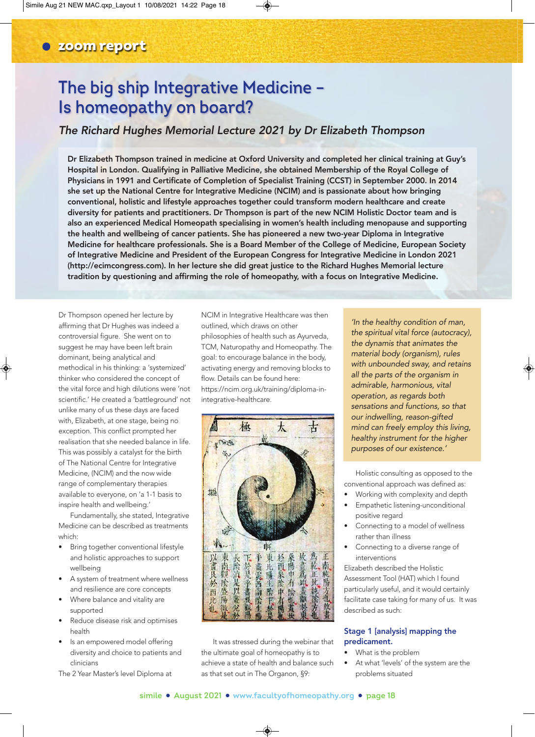zoom report

# The big ship Integrative Medicine – Is homeopathy on board?

*The Richard Hughes Memorial Lecture 2021 by Dr Elizabeth Thompson*

**Dr Elizabeth Thompson trained in medicine at Oxford University and completed her clinical training at Guy's Hospital in London. Qualifying in Palliative Medicine, she obtained Membership of the Royal College of Physicians in 1991 and Certificate of Completion of Specialist Training (CCST) in September 2000. In 2014 she set up the National Centre for Integrative Medicine (NCIM) and is passionate about how bringing conventional, holistic and lifestyle approaches together could transform modern healthcare and create diversity for patients and practitioners. Dr Thompson is part of the new NCIM Holistic Doctor team and is also an experienced Medical Homeopath specialising in women's health including menopause and supporting the health and wellbeing of cancer patients. She has pioneered a new two-year Diploma in Integrative Medicine for healthcare professionals. She is a Board Member of the College of Medicine, European Society of Integrative Medicine and President of the European Congress for Integrative Medicine in London 2021 (http://ecimcongress.com). In her lecture she did great justice to the Richard Hughes Memorial lecture tradition by questioning and affirming the role of homeopathy, with a focus on Integrative Medicine.**

Dr Thompson opened her lecture by affirming that Dr Hughes was indeed a controversial figure. She went on to suggest he may have been left brain dominant, being analytical and methodical in his thinking: a 'systemized' thinker who considered the concept of the vital force and high dilutions were 'not scientific.' He created a 'battleground' not unlike many of us these days are faced with, Elizabeth, at one stage, being no exception. This conflict prompted her realisation that she needed balance in life. This was possibly a catalyst for the birth of The National Centre for Integrative Medicine, (NCIM) and the now wide range of complementary therapies available to everyone, on 'a 1-1 basis to inspire health and wellbeing.'

Fundamentally, she stated, Integrative Medicine can be described as treatments which:

- Bring together conventional lifestyle and holistic approaches to support wellbeing
- A system of treatment where wellness and resilience are core concepts
- Where balance and vitality are supported
- Reduce disease and optimises health
- Is an empowered model offering diversity and choice to patients and clinicians

The 2 Year Master's level Diploma at NCIM in Integrative Healthcare was then outlined, which draws on other philosophies of health such as Ayurveda, TCM, Naturopathy and Homeopathy. The goal: to encourage balance in the body, activating energy and removing blocks to flow. Details can be found here: https://ncim.org.uk/training/diploma-in-integrative-healthcare.

It was stressed during the webinar that the ultimate goal of homeopathy is to achieve a state of health and balance such as that set out in The Organon, §9:

> *'In the healthy condition of man, the spiritual vital force (autocracy), the dynamis that animates the material body (organism), rules with unbounded sway, and retains all the parts of the organism in admirable, harmonious, vital operation, as regards both sensations and functions, so that our indwelling, reason-gifted mind can freely employ this living, healthy instrument for the higher purposes of our existence.'*

Holistic consulting as opposed to the conventional approach was defined as:

- Working with complexity and depth
- Empathetic listening-unconditional positive regard
- Connecting to a model of wellness rather than illness
- Connecting to a diverse range of interventions

Elizabeth described the Holistic Assessment Tool (HAT) which I found particularly useful, and it would certainly facilitate case taking for many of us. It was described as such:

### Stage 1 [analysis] mapping the predicament.

- What is the problem
- At what 'levels' of the system are the problems situated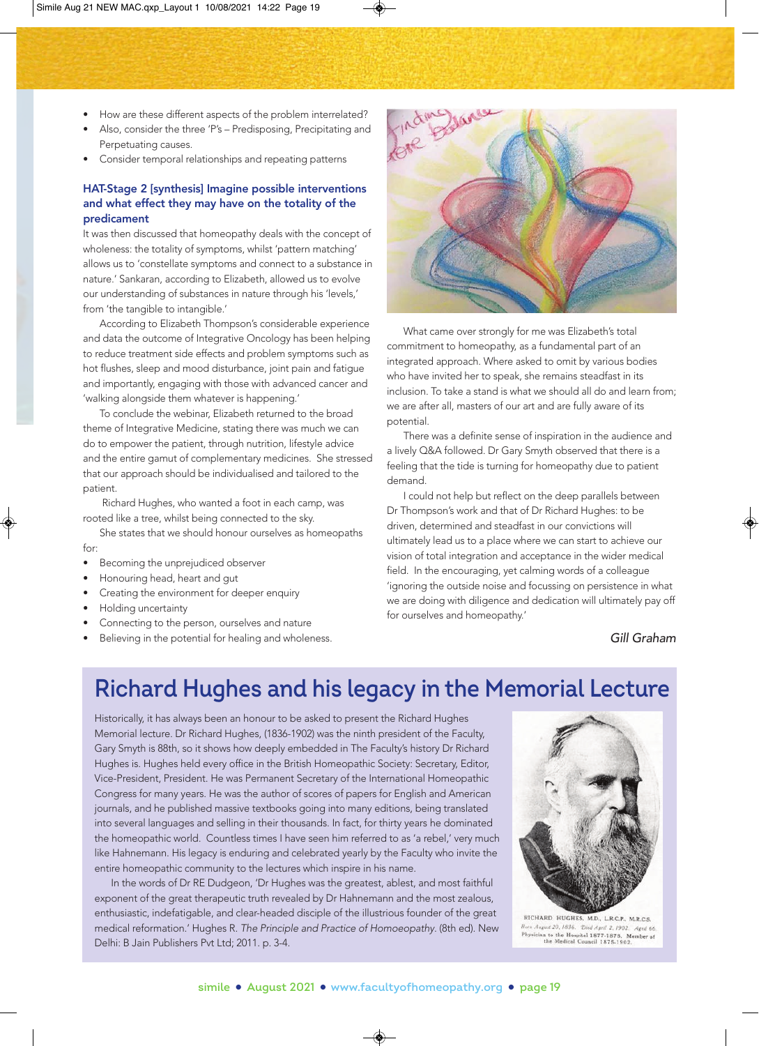- How are these different aspects of the problem interrelated?
- Also, consider the three 'P's – Predisposing, Precipitating and Perpetuating causes.
- Consider temporal relationships and repeating patterns

### HAT-Stage 2 [synthesis] Imagine possible interventions and what effect they may have on the totality of the predicament

It was then discussed that homeopathy deals with the concept of wholeness: the totality of symptoms, whilst 'pattern matching' allows us to 'constellate symptoms and connect to a substance in nature.' Sankaran, according to Elizabeth, allowed us to evolve our understanding of substances in nature through his 'levels,' from 'the tangible to intangible.'

According to Elizabeth Thompson's considerable experience and data the outcome of Integrative Oncology has been helping to reduce treatment side effects and problem symptoms such as hot flushes, sleep and mood disturbance, joint pain and fatigue and importantly, engaging with those with advanced cancer and 'walking alongside them whatever is happening.'

To conclude the webinar, Elizabeth returned to the broad theme of Integrative Medicine, stating there was much we can do to empower the patient, through nutrition, lifestyle advice and the entire gamut of complementary medicines. She stressed that our approach should be individualised and tailored to the patient.

Richard Hughes, who wanted a foot in each camp, was rooted like a tree, whilst being connected to the sky.

She states that we should honour ourselves as homeopaths for:

- Becoming the unprejudiced observer
- Honouring head, heart and gut
- Creating the environment for deeper enquiry
- Holding uncertainty
- Connecting to the person, ourselves and nature
- Believing in the potential for healing and wholeness.

What came over strongly for me was Elizabeth's total commitment to homeopathy, as a fundamental part of an integrated approach. Where asked to omit by various bodies who have invited her to speak, she remains steadfast in its inclusion. To take a stand is what we should all do and learn from; we are after all, masters of our art and are fully aware of its potential.

There was a definite sense of inspiration in the audience and a lively Q&A followed. Dr Gary Smyth observed that there is a feeling that the tide is turning for homeopathy due to patient demand.

I could not help but reflect on the deep parallels between Dr Thompson's work and that of Dr Richard Hughes: to be driven, determined and steadfast in our convictions will ultimately lead us to a place where we can start to achieve our vision of total integration and acceptance in the wider medical field. In the encouraging, yet calming words of a colleague 'ignoring the outside noise and focussing on persistence in what we are doing with diligence and dedication will ultimately pay off for ourselves and homeopathy.'

*Gill Graham*

## Richard Hughes and his legacy in the Memorial Lecture

Historically, it has always been an honour to be asked to present the Richard Hughes Memorial lecture. Dr Richard Hughes, (1836-1902) was the ninth president of the Faculty, Gary Smyth is 88th, so it shows how deeply embedded in The Faculty's history Dr Richard Hughes is. Hughes held every office in the British Homeopathic Society: Secretary, Editor, Vice-President, President. He was Permanent Secretary of the International Homeopathic Congress for many years. He was the author of scores of papers for English and American journals, and he published massive textbooks going into many editions, being translated into several languages and selling in their thousands. In fact, for thirty years he dominated the homeopathic world. Countless times I have seen him referred to as 'a rebel,' very much like Hahnemann. His legacy is enduring and celebrated yearly by the Faculty who invite the entire homeopathic community to the lectures which inspire in his name.

In the words of Dr RE Dudgeon, 'Dr Hughes was the greatest, ablest, and most faithful exponent of the great therapeutic truth revealed by Dr Hahnemann and the most zealous, enthusiastic, indefatigable, and clear-headed disciple of the illustrious founder of the great medical reformation.' Hughes R. *The Principle and Practice of Homoeopathy*. (8th ed). New Delhi: B Jain Publishers Pvt Ltd; 2011. p. 3-4.

RICHARD HUGHES, M.D., L.R.C.P., M.R.C.S.
Born August 20, 1836. Died April 2, 1902. Aged 66.
Physician to the Hospital 1877-1878. Member of the Medical Council 1878-1902.